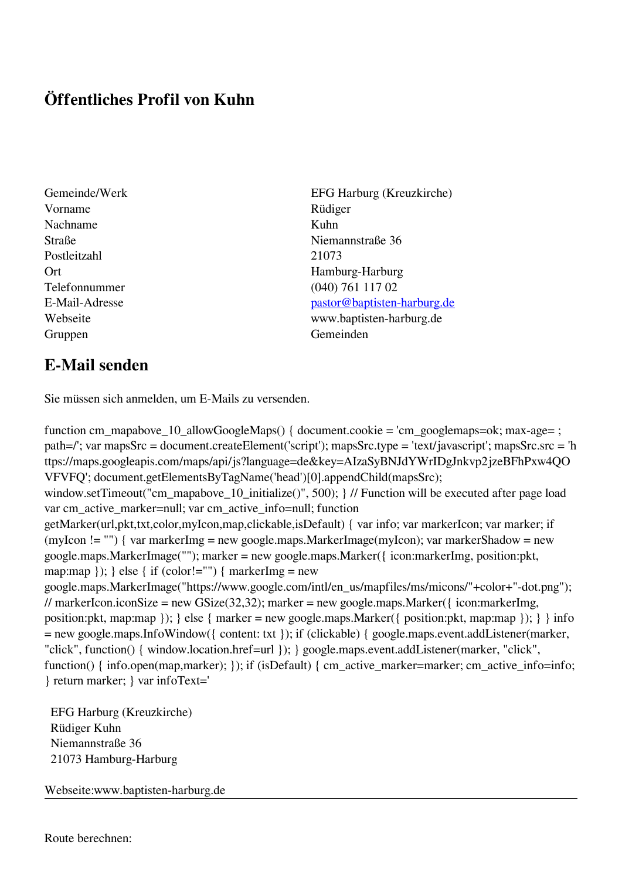# Öffentliches Profil von Kuhn

| | |
|---|---|
| Gemeinde/Werk | EFG Harburg (Kreuzkirche) |
| Vorname | Rüdiger |
| Nachname | Kuhn |
| Straße | Niemannstraße 36 |
| Postleitzahl | 21073 |
| Ort | Hamburg-Harburg |
| Telefonnummer | (040) 761 117 02 |
| E-Mail-Adresse | pastor@baptisten-harburg.de |
| Webseite | www.baptisten-harburg.de |
| Gruppen | Gemeinden |

## E-Mail senden

Sie müssen sich anmelden, um E-Mails zu versenden.

function cm_mapabove_10_allowGoogleMaps() { document.cookie = 'cm_googlemaps=ok; max-age= ; path=/'; var mapsSrc = document.createElement('script'); mapsSrc.type = 'text/javascript'; mapsSrc.src = 'https://maps.googleapis.com/maps/api/js?language=de&key=AIzaSyBNJdYWrIDgJnkvp2jzeBFhPxw4QOVFVFQ'; document.getElementsByTagName('head')[0].appendChild(mapsSrc); window.setTimeout("cm_mapabove_10_initialize()", 500); } // Function will be executed after page load var cm_active_marker=null; var cm_active_info=null; function getMarker(url,pkt,txt,color,myIcon,map,clickable,isDefault) { var info; var markerIcon; var marker; if (myIcon != "") { var markerImg = new google.maps.MarkerImage(myIcon); var markerShadow = new google.maps.MarkerImage(""); marker = new google.maps.Marker({ icon:markerImg, position:pkt, map:map }); } else { if (color!="") { markerImg = new google.maps.MarkerImage("https://www.google.com/intl/en_us/mapfiles/ms/micons/"+color+"-dot.png"); // markerIcon.iconSize = new GSize(32,32); marker = new google.maps.Marker({ icon:markerImg, position:pkt, map:map }); } else { marker = new google.maps.Marker({ position:pkt, map:map }); } } info = new google.maps.InfoWindow({ content: txt }); if (clickable) { google.maps.event.addListener(marker, "click", function() { window.location.href=url }); } google.maps.event.addListener(marker, "click", function() { info.open(map,marker); }); if (isDefault) { cm_active_marker=marker; cm_active_info=info; } return marker; } var infoText='

EFG Harburg (Kreuzkirche)
Rüdiger Kuhn
Niemannstraße 36
21073 Hamburg-Harburg

Webseite:www.baptisten-harburg.de

---

Route berechnen: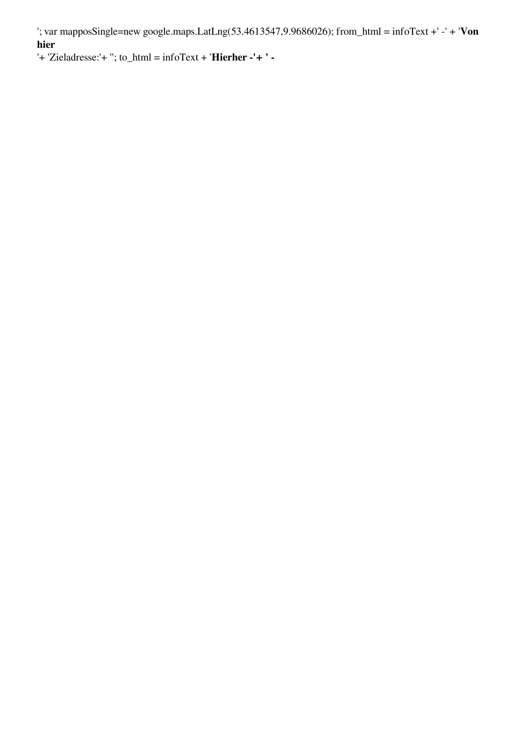'; var mapposSingle=new google.maps.LatLng(53.4613547,9.9686026); from_html = infoText +' -' + '**Von hier**

'+ 'Zieladresse:'+ ''; to_html = infoText + '**Hierher -'+ ' -**